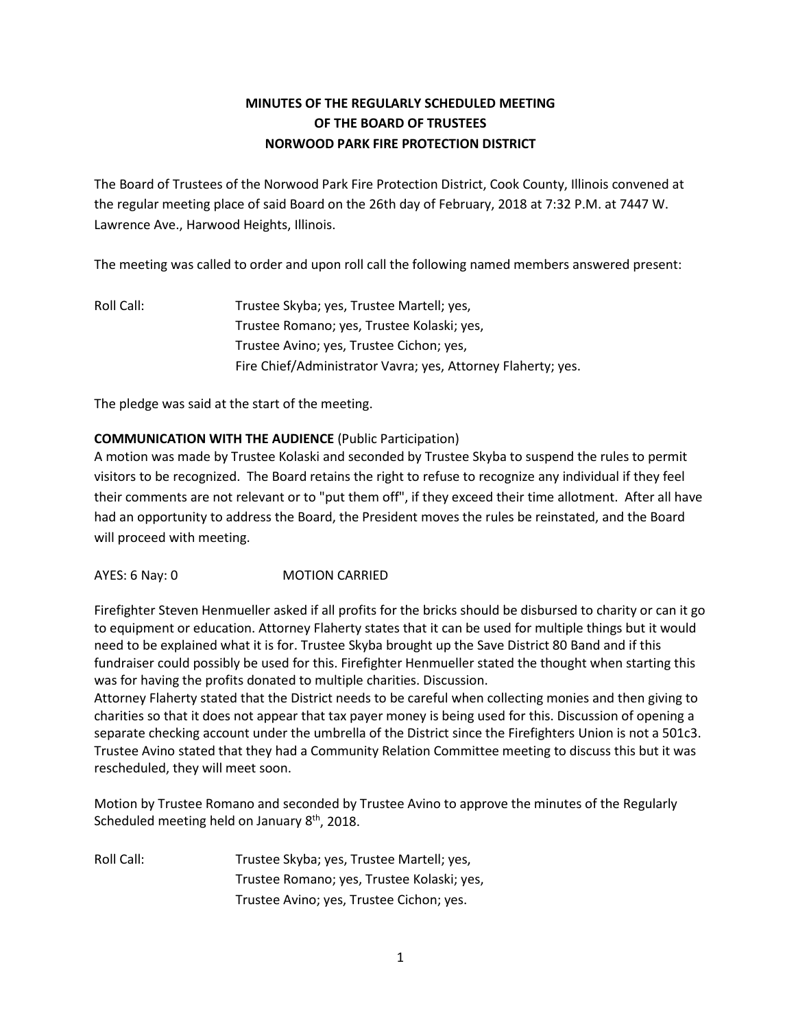# MINUTES OF THE REGULARLY SCHEDULED MEETING OF THE BOARD OF TRUSTEES NORWOOD PARK FIRE PROTECTION DISTRICT

The Board of Trustees of the Norwood Park Fire Protection District, Cook County, Illinois convened at the regular meeting place of said Board on the 26th day of February, 2018 at 7:32 P.M. at 7447 W. Lawrence Ave., Harwood Heights, Illinois.

The meeting was called to order and upon roll call the following named members answered present:

Roll Call: Trustee Skyba; yes, Trustee Martell; yes,
Trustee Romano; yes, Trustee Kolaski; yes,
Trustee Avino; yes, Trustee Cichon; yes,
Fire Chief/Administrator Vavra; yes, Attorney Flaherty; yes.

The pledge was said at the start of the meeting.

**COMMUNICATION WITH THE AUDIENCE** (Public Participation)
A motion was made by Trustee Kolaski and seconded by Trustee Skyba to suspend the rules to permit visitors to be recognized. The Board retains the right to refuse to recognize any individual if they feel their comments are not relevant or to "put them off", if they exceed their time allotment. After all have had an opportunity to address the Board, the President moves the rules be reinstated, and the Board will proceed with meeting.

AYES: 6 Nay: 0 MOTION CARRIED

Firefighter Steven Henmueller asked if all profits for the bricks should be disbursed to charity or can it go to equipment or education. Attorney Flaherty states that it can be used for multiple things but it would need to be explained what it is for. Trustee Skyba brought up the Save District 80 Band and if this fundraiser could possibly be used for this. Firefighter Henmueller stated the thought when starting this was for having the profits donated to multiple charities. Discussion.
Attorney Flaherty stated that the District needs to be careful when collecting monies and then giving to charities so that it does not appear that tax payer money is being used for this. Discussion of opening a separate checking account under the umbrella of the District since the Firefighters Union is not a 501c3. Trustee Avino stated that they had a Community Relation Committee meeting to discuss this but it was rescheduled, they will meet soon.

Motion by Trustee Romano and seconded by Trustee Avino to approve the minutes of the Regularly Scheduled meeting held on January 8th, 2018.

Roll Call: Trustee Skyba; yes, Trustee Martell; yes,
Trustee Romano; yes, Trustee Kolaski; yes,
Trustee Avino; yes, Trustee Cichon; yes.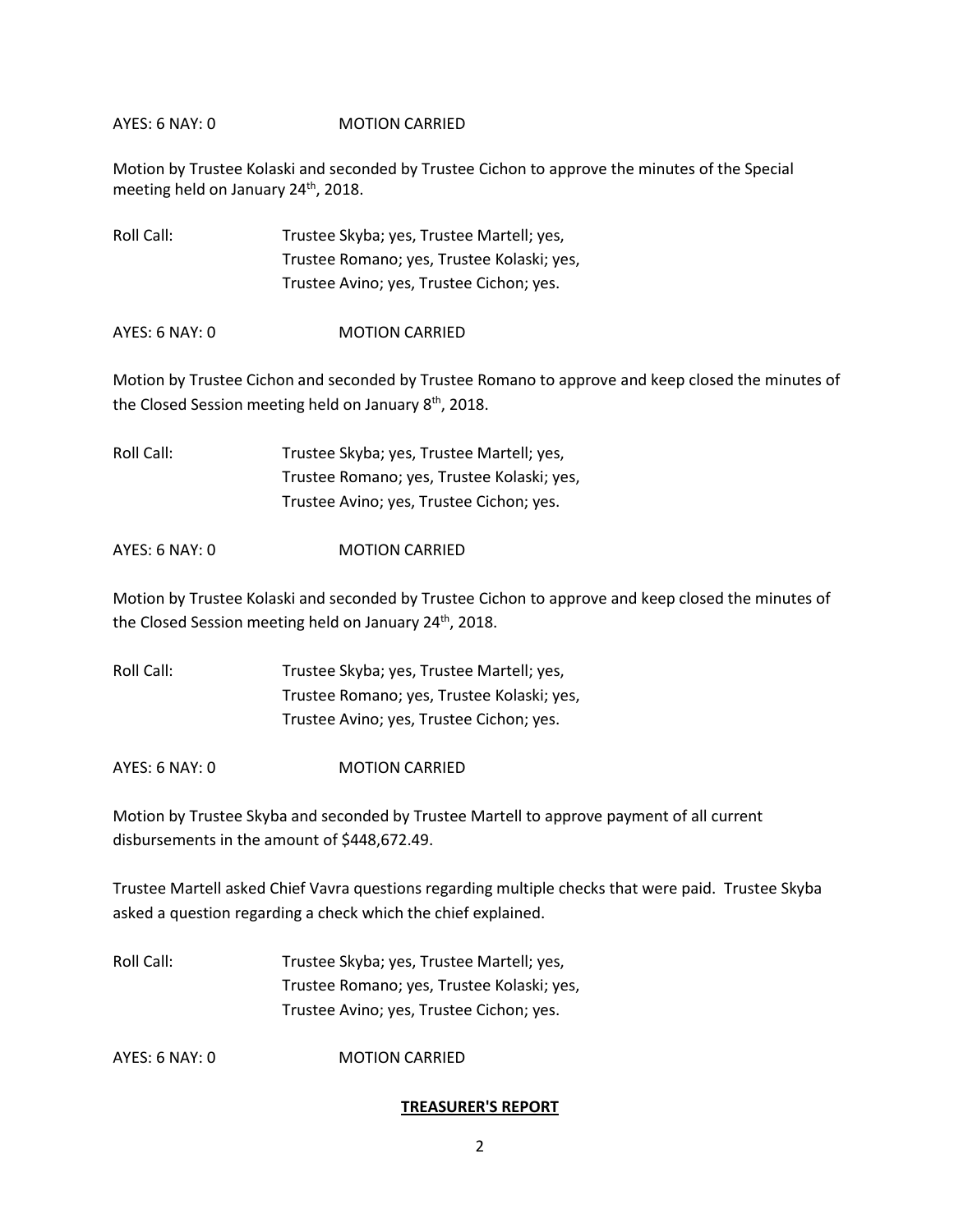AYES: 6 NAY: 0 MOTION CARRIED

Motion by Trustee Kolaski and seconded by Trustee Cichon to approve the minutes of the Special meeting held on January 24th, 2018.

Roll Call: Trustee Skyba; yes, Trustee Martell; yes,
Trustee Romano; yes, Trustee Kolaski; yes,
Trustee Avino; yes, Trustee Cichon; yes.

AYES: 6 NAY: 0 MOTION CARRIED

Motion by Trustee Cichon and seconded by Trustee Romano to approve and keep closed the minutes of the Closed Session meeting held on January 8th, 2018.

Roll Call: Trustee Skyba; yes, Trustee Martell; yes,
Trustee Romano; yes, Trustee Kolaski; yes,
Trustee Avino; yes, Trustee Cichon; yes.

AYES: 6 NAY: 0 MOTION CARRIED

Motion by Trustee Kolaski and seconded by Trustee Cichon to approve and keep closed the minutes of the Closed Session meeting held on January 24th, 2018.

Roll Call: Trustee Skyba; yes, Trustee Martell; yes,
Trustee Romano; yes, Trustee Kolaski; yes,
Trustee Avino; yes, Trustee Cichon; yes.

AYES: 6 NAY: 0 MOTION CARRIED

Motion by Trustee Skyba and seconded by Trustee Martell to approve payment of all current disbursements in the amount of $448,672.49.

Trustee Martell asked Chief Vavra questions regarding multiple checks that were paid. Trustee Skyba asked a question regarding a check which the chief explained.

Roll Call: Trustee Skyba; yes, Trustee Martell; yes,
Trustee Romano; yes, Trustee Kolaski; yes,
Trustee Avino; yes, Trustee Cichon; yes.

AYES: 6 NAY: 0 MOTION CARRIED

## TREASURER'S REPORT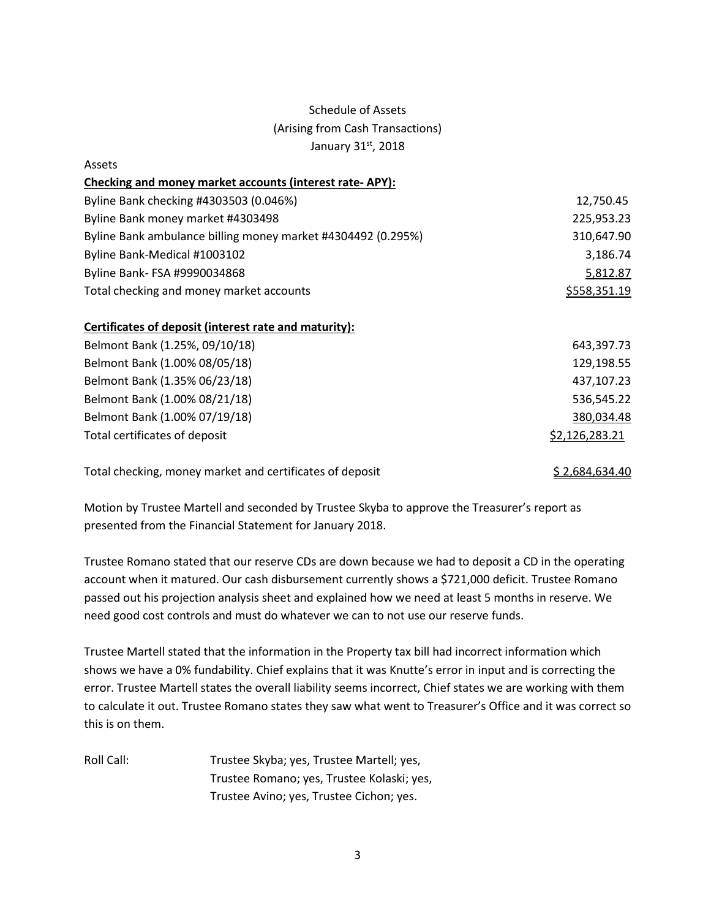Schedule of Assets
(Arising from Cash Transactions)
January 31st, 2018

Assets

| **Checking and money market accounts (interest rate- APY):** | |
|---|---|
| Byline Bank checking #4303503 (0.046%) | 12,750.45 |
| Byline Bank money market #4303498 | 225,953.23 |
| Byline Bank ambulance billing money market #4304492 (0.295%) | 310,647.90 |
| Byline Bank-Medical #1003102 | 3,186.74 |
| Byline Bank- FSA #9990034868 | 5,812.87 |
| Total checking and money market accounts | $558,351.19 |
| | |
| **Certificates of deposit (interest rate and maturity):** | |
| Belmont Bank (1.25%, 09/10/18) | 643,397.73 |
| Belmont Bank (1.00% 08/05/18) | 129,198.55 |
| Belmont Bank (1.35% 06/23/18) | 437,107.23 |
| Belmont Bank (1.00% 08/21/18) | 536,545.22 |
| Belmont Bank (1.00% 07/19/18) | 380,034.48 |
| Total certificates of deposit | $2,126,283.21 |
| | |
| Total checking, money market and certificates of deposit | $ 2,684,634.40 |

Motion by Trustee Martell and seconded by Trustee Skyba to approve the Treasurer's report as presented from the Financial Statement for January 2018.

Trustee Romano stated that our reserve CDs are down because we had to deposit a CD in the operating account when it matured. Our cash disbursement currently shows a $721,000 deficit. Trustee Romano passed out his projection analysis sheet and explained how we need at least 5 months in reserve. We need good cost controls and must do whatever we can to not use our reserve funds.

Trustee Martell stated that the information in the Property tax bill had incorrect information which shows we have a 0% fundability. Chief explains that it was Knutte's error in input and is correcting the error. Trustee Martell states the overall liability seems incorrect, Chief states we are working with them to calculate it out. Trustee Romano states they saw what went to Treasurer's Office and it was correct so this is on them.

Roll Call: Trustee Skyba; yes, Trustee Martell; yes,
Trustee Romano; yes, Trustee Kolaski; yes,
Trustee Avino; yes, Trustee Cichon; yes.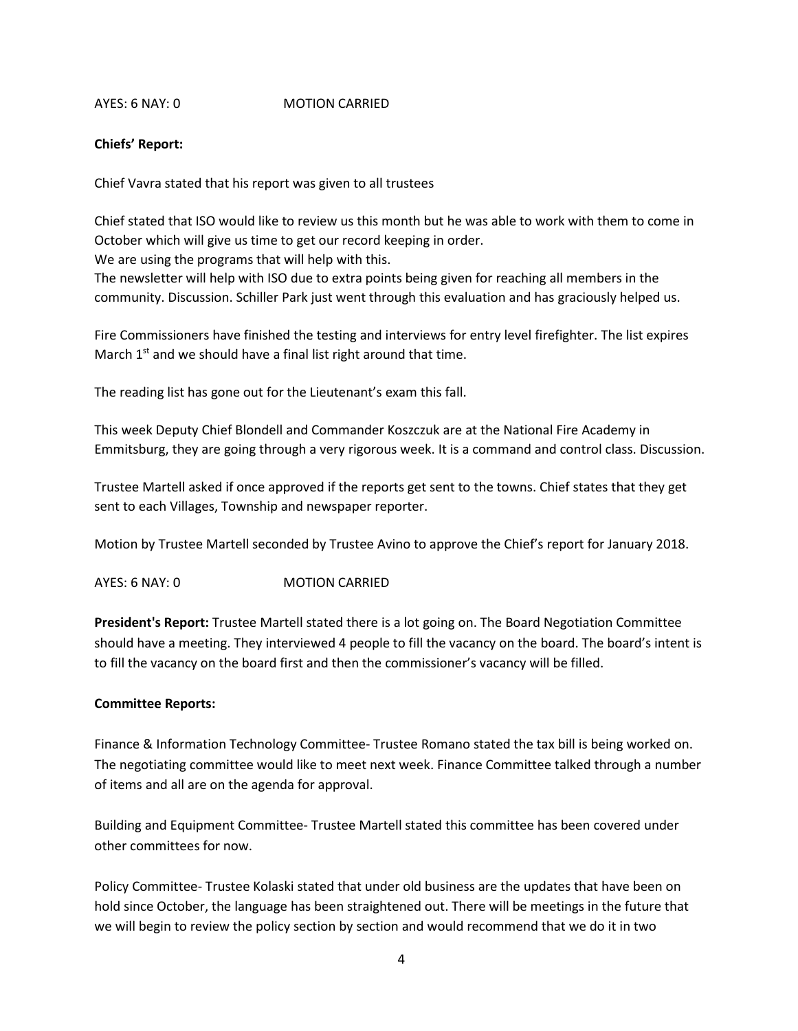AYES: 6 NAY: 0 MOTION CARRIED

**Chiefs' Report:**

Chief Vavra stated that his report was given to all trustees

Chief stated that ISO would like to review us this month but he was able to work with them to come in October which will give us time to get our record keeping in order.
We are using the programs that will help with this.
The newsletter will help with ISO due to extra points being given for reaching all members in the community. Discussion. Schiller Park just went through this evaluation and has graciously helped us.

Fire Commissioners have finished the testing and interviews for entry level firefighter. The list expires March 1st and we should have a final list right around that time.

The reading list has gone out for the Lieutenant's exam this fall.

This week Deputy Chief Blondell and Commander Koszczuk are at the National Fire Academy in Emmitsburg, they are going through a very rigorous week. It is a command and control class. Discussion.

Trustee Martell asked if once approved if the reports get sent to the towns. Chief states that they get sent to each Villages, Township and newspaper reporter.

Motion by Trustee Martell seconded by Trustee Avino to approve the Chief's report for January 2018.

AYES: 6 NAY: 0 MOTION CARRIED

**President's Report:** Trustee Martell stated there is a lot going on. The Board Negotiation Committee should have a meeting. They interviewed 4 people to fill the vacancy on the board. The board's intent is to fill the vacancy on the board first and then the commissioner's vacancy will be filled.

**Committee Reports:**

Finance & Information Technology Committee- Trustee Romano stated the tax bill is being worked on. The negotiating committee would like to meet next week. Finance Committee talked through a number of items and all are on the agenda for approval.

Building and Equipment Committee- Trustee Martell stated this committee has been covered under other committees for now.

Policy Committee- Trustee Kolaski stated that under old business are the updates that have been on hold since October, the language has been straightened out. There will be meetings in the future that we will begin to review the policy section by section and would recommend that we do it in two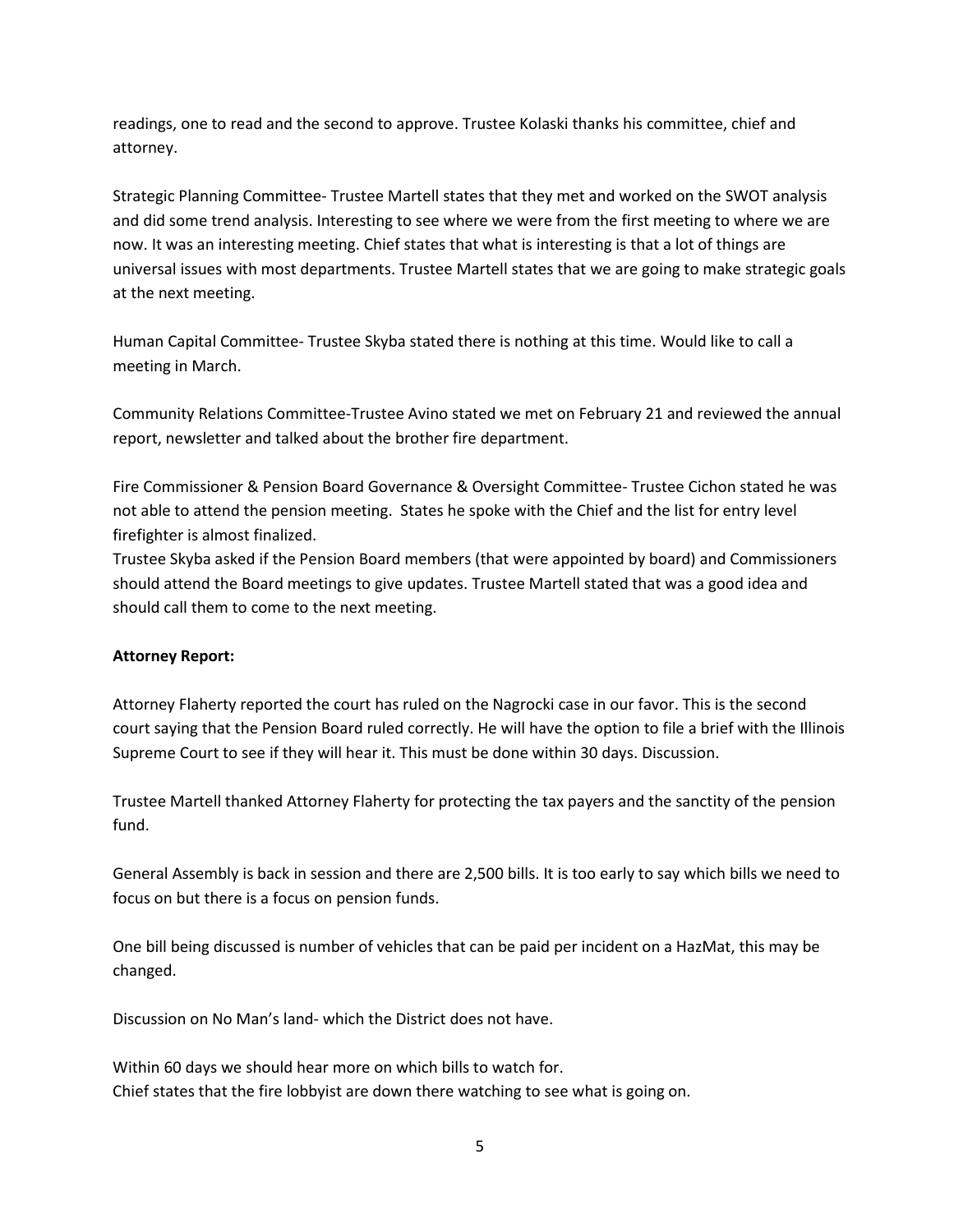readings, one to read and the second to approve. Trustee Kolaski thanks his committee, chief and attorney.

Strategic Planning Committee- Trustee Martell states that they met and worked on the SWOT analysis and did some trend analysis. Interesting to see where we were from the first meeting to where we are now. It was an interesting meeting. Chief states that what is interesting is that a lot of things are universal issues with most departments. Trustee Martell states that we are going to make strategic goals at the next meeting.

Human Capital Committee- Trustee Skyba stated there is nothing at this time. Would like to call a meeting in March.

Community Relations Committee-Trustee Avino stated we met on February 21 and reviewed the annual report, newsletter and talked about the brother fire department.

Fire Commissioner & Pension Board Governance & Oversight Committee- Trustee Cichon stated he was not able to attend the pension meeting. States he spoke with the Chief and the list for entry level firefighter is almost finalized.
Trustee Skyba asked if the Pension Board members (that were appointed by board) and Commissioners should attend the Board meetings to give updates. Trustee Martell stated that was a good idea and should call them to come to the next meeting.

**Attorney Report:**

Attorney Flaherty reported the court has ruled on the Nagrocki case in our favor. This is the second court saying that the Pension Board ruled correctly. He will have the option to file a brief with the Illinois Supreme Court to see if they will hear it. This must be done within 30 days. Discussion.

Trustee Martell thanked Attorney Flaherty for protecting the tax payers and the sanctity of the pension fund.

General Assembly is back in session and there are 2,500 bills. It is too early to say which bills we need to focus on but there is a focus on pension funds.

One bill being discussed is number of vehicles that can be paid per incident on a HazMat, this may be changed.

Discussion on No Man's land- which the District does not have.

Within 60 days we should hear more on which bills to watch for.
Chief states that the fire lobbyist are down there watching to see what is going on.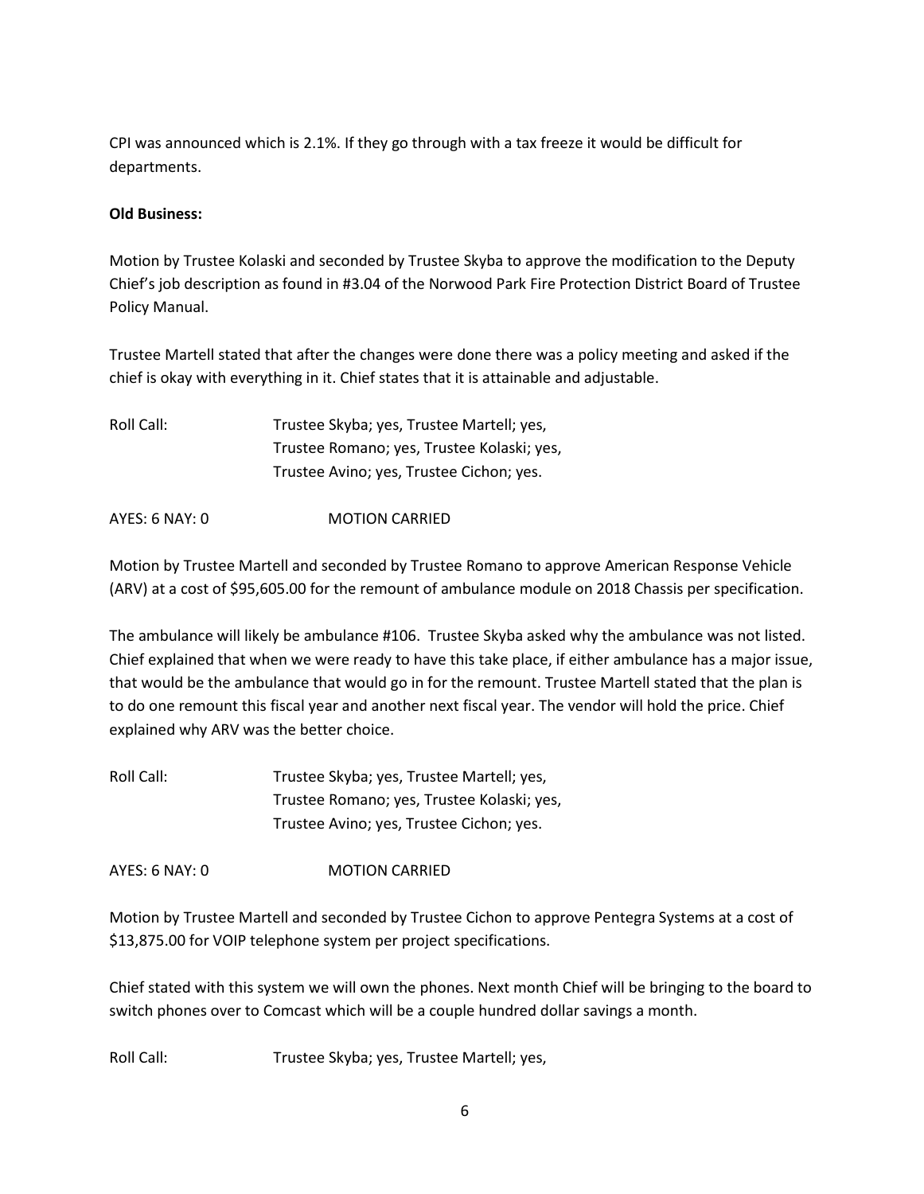CPI was announced which is 2.1%. If they go through with a tax freeze it would be difficult for departments.

**Old Business:**

Motion by Trustee Kolaski and seconded by Trustee Skyba to approve the modification to the Deputy Chief's job description as found in #3.04 of the Norwood Park Fire Protection District Board of Trustee Policy Manual.

Trustee Martell stated that after the changes were done there was a policy meeting and asked if the chief is okay with everything in it. Chief states that it is attainable and adjustable.

Roll Call: Trustee Skyba; yes, Trustee Martell; yes,
Trustee Romano; yes, Trustee Kolaski; yes,
Trustee Avino; yes, Trustee Cichon; yes.

AYES: 6 NAY: 0 MOTION CARRIED

Motion by Trustee Martell and seconded by Trustee Romano to approve American Response Vehicle (ARV) at a cost of $95,605.00 for the remount of ambulance module on 2018 Chassis per specification.

The ambulance will likely be ambulance #106. Trustee Skyba asked why the ambulance was not listed. Chief explained that when we were ready to have this take place, if either ambulance has a major issue, that would be the ambulance that would go in for the remount. Trustee Martell stated that the plan is to do one remount this fiscal year and another next fiscal year. The vendor will hold the price. Chief explained why ARV was the better choice.

Roll Call: Trustee Skyba; yes, Trustee Martell; yes,
Trustee Romano; yes, Trustee Kolaski; yes,
Trustee Avino; yes, Trustee Cichon; yes.

AYES: 6 NAY: 0 MOTION CARRIED

Motion by Trustee Martell and seconded by Trustee Cichon to approve Pentegra Systems at a cost of $13,875.00 for VOIP telephone system per project specifications.

Chief stated with this system we will own the phones. Next month Chief will be bringing to the board to switch phones over to Comcast which will be a couple hundred dollar savings a month.

Roll Call: Trustee Skyba; yes, Trustee Martell; yes,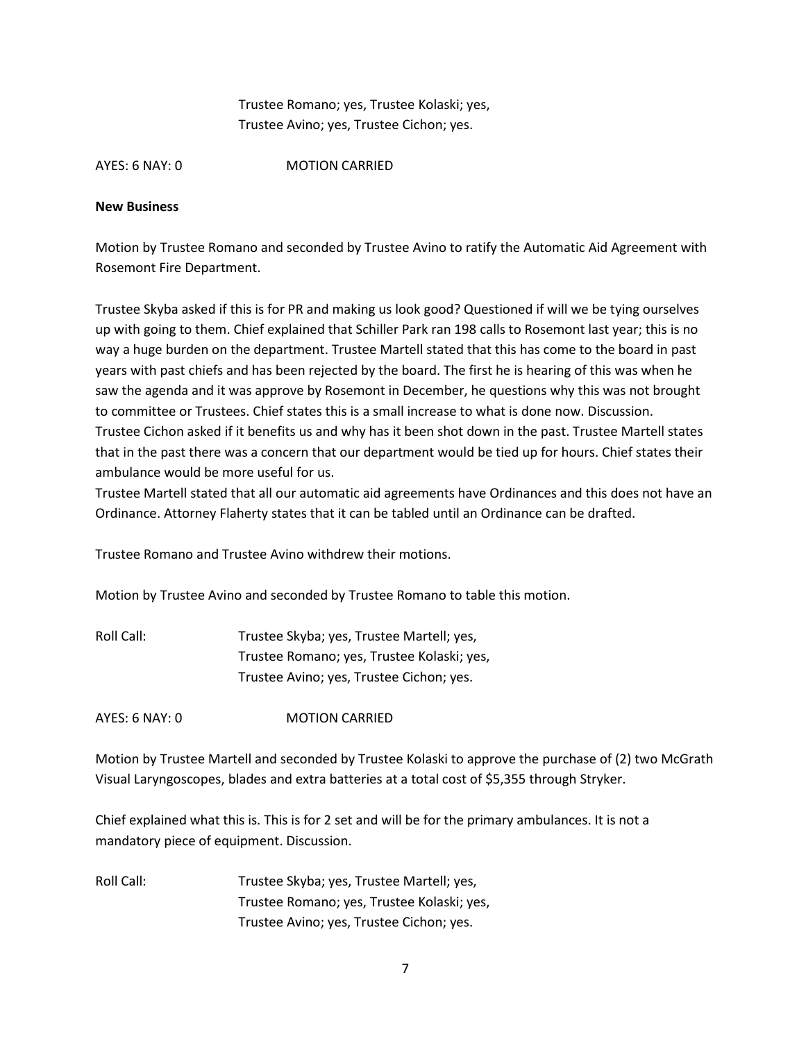Trustee Romano; yes, Trustee Kolaski; yes,
Trustee Avino; yes, Trustee Cichon; yes.

AYES: 6 NAY: 0 MOTION CARRIED

**New Business**

Motion by Trustee Romano and seconded by Trustee Avino to ratify the Automatic Aid Agreement with Rosemont Fire Department.

Trustee Skyba asked if this is for PR and making us look good? Questioned if will we be tying ourselves up with going to them. Chief explained that Schiller Park ran 198 calls to Rosemont last year; this is no way a huge burden on the department. Trustee Martell stated that this has come to the board in past years with past chiefs and has been rejected by the board. The first he is hearing of this was when he saw the agenda and it was approve by Rosemont in December, he questions why this was not brought to committee or Trustees. Chief states this is a small increase to what is done now. Discussion. Trustee Cichon asked if it benefits us and why has it been shot down in the past. Trustee Martell states that in the past there was a concern that our department would be tied up for hours. Chief states their ambulance would be more useful for us.
Trustee Martell stated that all our automatic aid agreements have Ordinances and this does not have an Ordinance. Attorney Flaherty states that it can be tabled until an Ordinance can be drafted.

Trustee Romano and Trustee Avino withdrew their motions.

Motion by Trustee Avino and seconded by Trustee Romano to table this motion.

Roll Call: Trustee Skyba; yes, Trustee Martell; yes,
Trustee Romano; yes, Trustee Kolaski; yes,
Trustee Avino; yes, Trustee Cichon; yes.

AYES: 6 NAY: 0 MOTION CARRIED

Motion by Trustee Martell and seconded by Trustee Kolaski to approve the purchase of (2) two McGrath Visual Laryngoscopes, blades and extra batteries at a total cost of $5,355 through Stryker.

Chief explained what this is. This is for 2 set and will be for the primary ambulances. It is not a mandatory piece of equipment. Discussion.

Roll Call: Trustee Skyba; yes, Trustee Martell; yes,
Trustee Romano; yes, Trustee Kolaski; yes,
Trustee Avino; yes, Trustee Cichon; yes.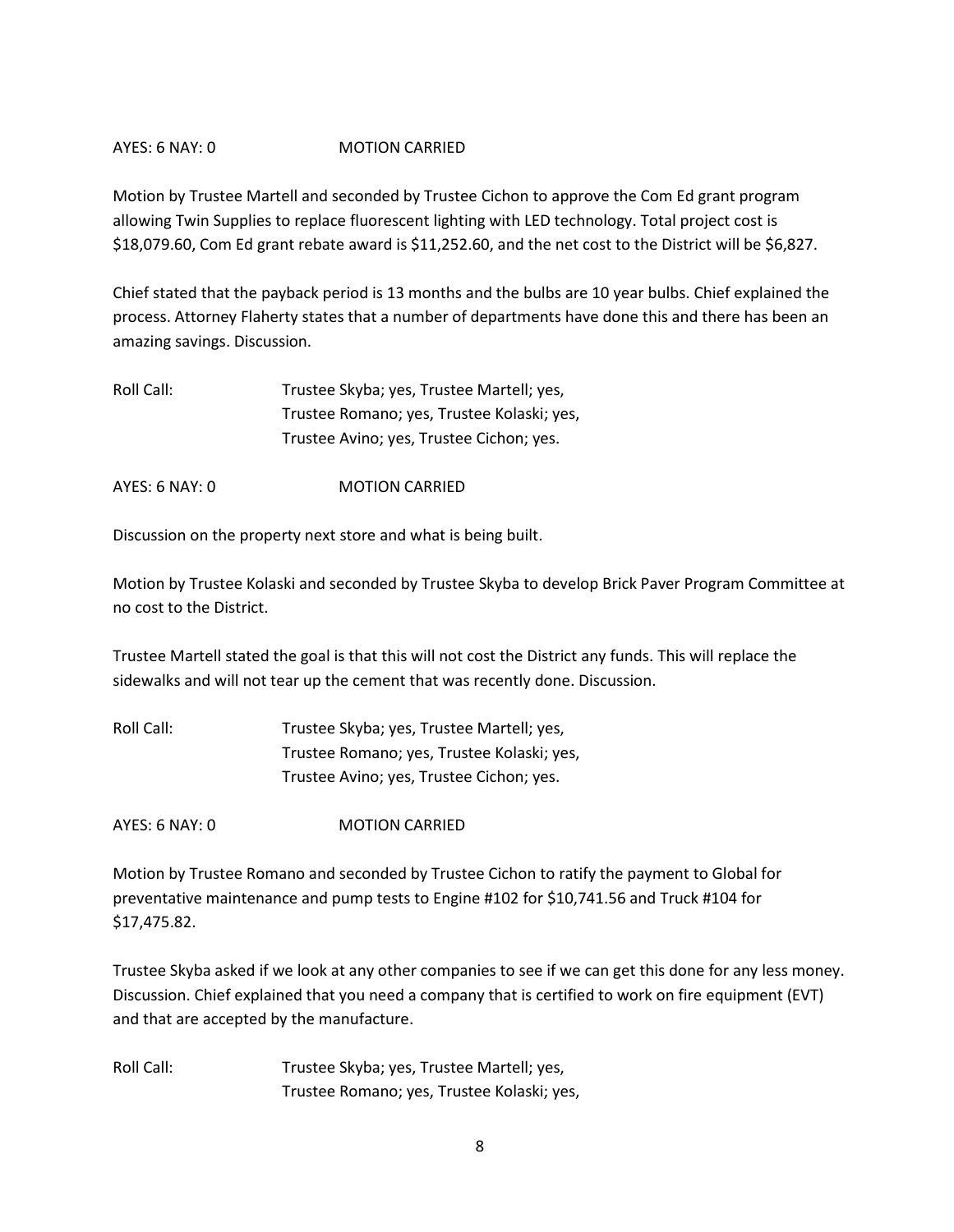AYES: 6 NAY: 0 MOTION CARRIED

Motion by Trustee Martell and seconded by Trustee Cichon to approve the Com Ed grant program allowing Twin Supplies to replace fluorescent lighting with LED technology. Total project cost is $18,079.60, Com Ed grant rebate award is $11,252.60, and the net cost to the District will be $6,827.

Chief stated that the payback period is 13 months and the bulbs are 10 year bulbs. Chief explained the process. Attorney Flaherty states that a number of departments have done this and there has been an amazing savings. Discussion.

Roll Call: Trustee Skyba; yes, Trustee Martell; yes,
Trustee Romano; yes, Trustee Kolaski; yes,
Trustee Avino; yes, Trustee Cichon; yes.

AYES: 6 NAY: 0 MOTION CARRIED

Discussion on the property next store and what is being built.

Motion by Trustee Kolaski and seconded by Trustee Skyba to develop Brick Paver Program Committee at no cost to the District.

Trustee Martell stated the goal is that this will not cost the District any funds. This will replace the sidewalks and will not tear up the cement that was recently done. Discussion.

Roll Call: Trustee Skyba; yes, Trustee Martell; yes,
Trustee Romano; yes, Trustee Kolaski; yes,
Trustee Avino; yes, Trustee Cichon; yes.

AYES: 6 NAY: 0 MOTION CARRIED

Motion by Trustee Romano and seconded by Trustee Cichon to ratify the payment to Global for preventative maintenance and pump tests to Engine #102 for $10,741.56 and Truck #104 for $17,475.82.

Trustee Skyba asked if we look at any other companies to see if we can get this done for any less money. Discussion. Chief explained that you need a company that is certified to work on fire equipment (EVT) and that are accepted by the manufacture.

Roll Call: Trustee Skyba; yes, Trustee Martell; yes,
Trustee Romano; yes, Trustee Kolaski; yes,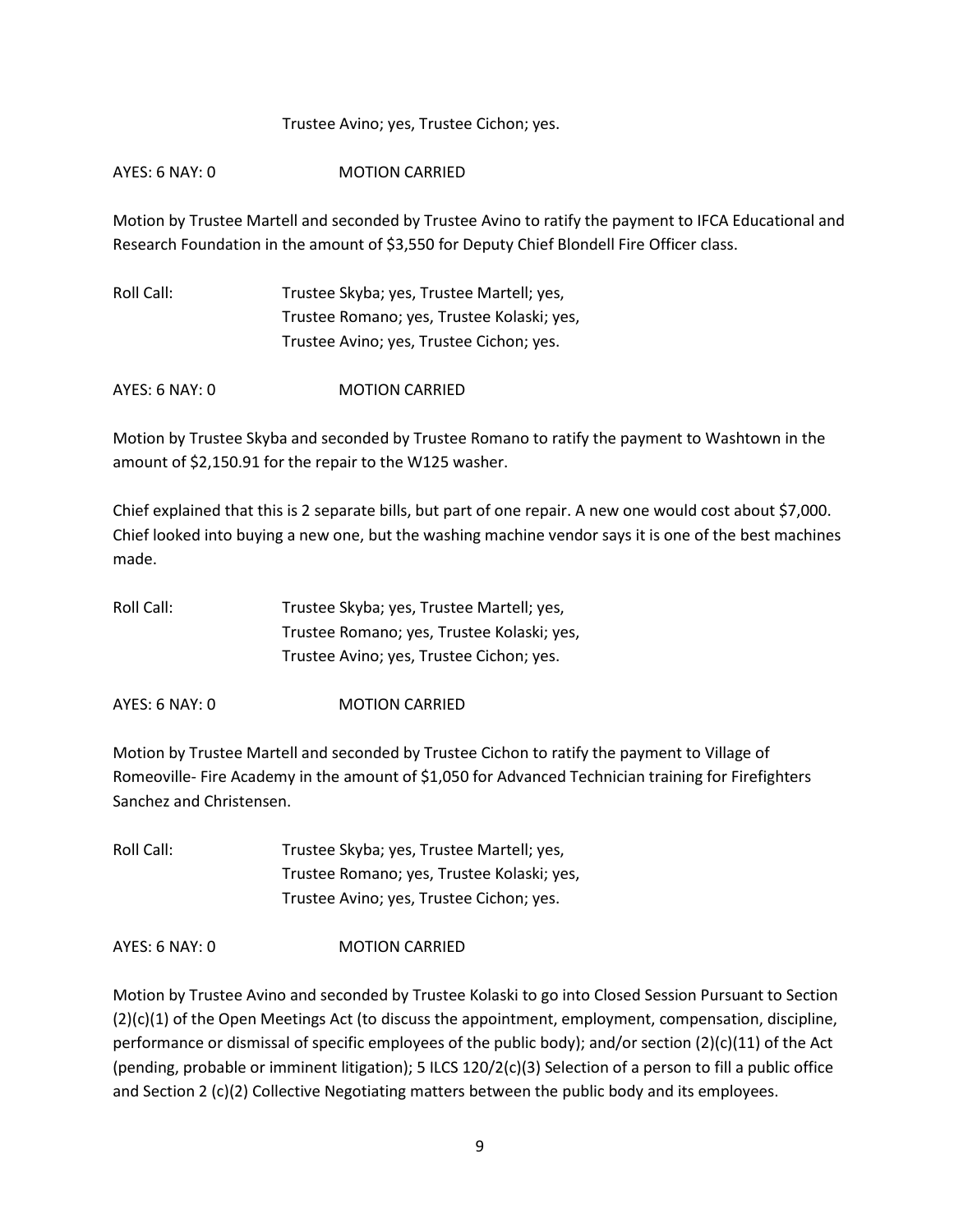Trustee Avino; yes, Trustee Cichon; yes.

AYES: 6 NAY: 0 MOTION CARRIED

Motion by Trustee Martell and seconded by Trustee Avino to ratify the payment to IFCA Educational and Research Foundation in the amount of $3,550 for Deputy Chief Blondell Fire Officer class.

Roll Call: Trustee Skyba; yes, Trustee Martell; yes,
Trustee Romano; yes, Trustee Kolaski; yes,
Trustee Avino; yes, Trustee Cichon; yes.

AYES: 6 NAY: 0 MOTION CARRIED

Motion by Trustee Skyba and seconded by Trustee Romano to ratify the payment to Washtown in the amount of $2,150.91 for the repair to the W125 washer.

Chief explained that this is 2 separate bills, but part of one repair. A new one would cost about $7,000. Chief looked into buying a new one, but the washing machine vendor says it is one of the best machines made.

Roll Call: Trustee Skyba; yes, Trustee Martell; yes,
Trustee Romano; yes, Trustee Kolaski; yes,
Trustee Avino; yes, Trustee Cichon; yes.

AYES: 6 NAY: 0 MOTION CARRIED

Motion by Trustee Martell and seconded by Trustee Cichon to ratify the payment to Village of Romeoville- Fire Academy in the amount of $1,050 for Advanced Technician training for Firefighters Sanchez and Christensen.

Roll Call: Trustee Skyba; yes, Trustee Martell; yes,
Trustee Romano; yes, Trustee Kolaski; yes,
Trustee Avino; yes, Trustee Cichon; yes.

AYES: 6 NAY: 0 MOTION CARRIED

Motion by Trustee Avino and seconded by Trustee Kolaski to go into Closed Session Pursuant to Section (2)(c)(1) of the Open Meetings Act (to discuss the appointment, employment, compensation, discipline, performance or dismissal of specific employees of the public body); and/or section (2)(c)(11) of the Act (pending, probable or imminent litigation); 5 ILCS 120/2(c)(3) Selection of a person to fill a public office and Section 2 (c)(2) Collective Negotiating matters between the public body and its employees.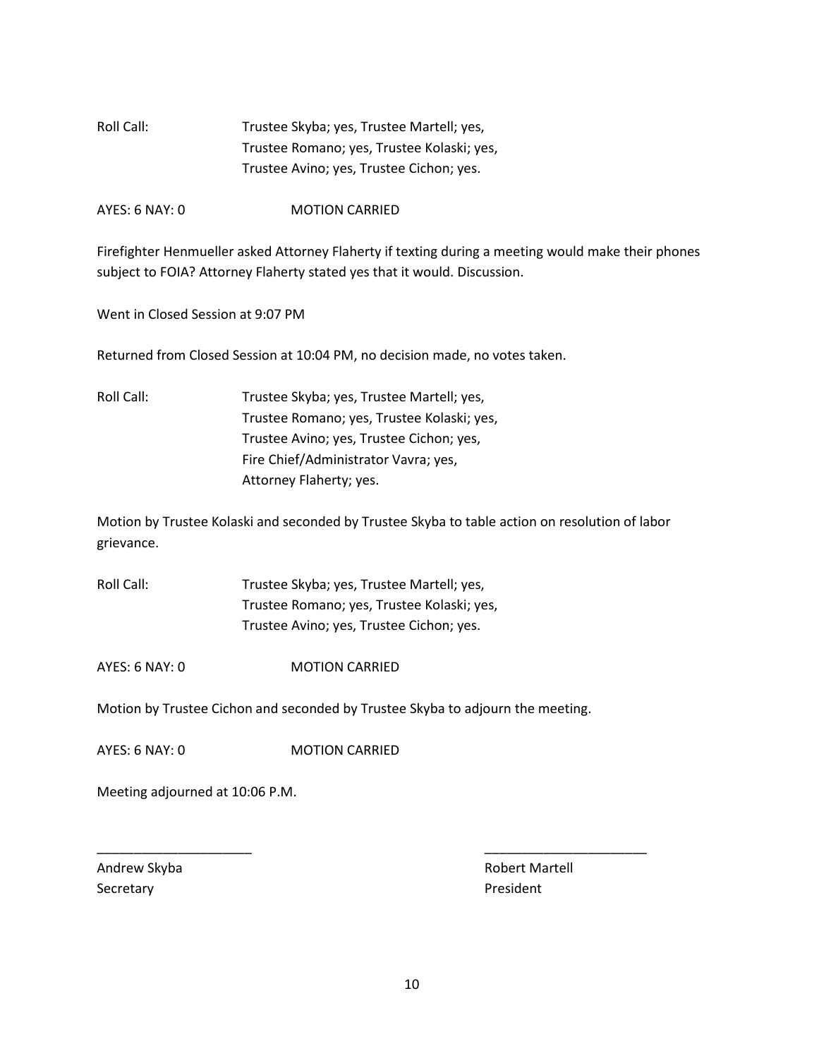Roll Call: Trustee Skyba; yes, Trustee Martell; yes,
Trustee Romano; yes, Trustee Kolaski; yes,
Trustee Avino; yes, Trustee Cichon; yes.

AYES: 6 NAY: 0 MOTION CARRIED

Firefighter Henmueller asked Attorney Flaherty if texting during a meeting would make their phones subject to FOIA? Attorney Flaherty stated yes that it would. Discussion.

Went in Closed Session at 9:07 PM

Returned from Closed Session at 10:04 PM, no decision made, no votes taken.

Roll Call: Trustee Skyba; yes, Trustee Martell; yes,
Trustee Romano; yes, Trustee Kolaski; yes,
Trustee Avino; yes, Trustee Cichon; yes,
Fire Chief/Administrator Vavra; yes,
Attorney Flaherty; yes.

Motion by Trustee Kolaski and seconded by Trustee Skyba to table action on resolution of labor grievance.

Roll Call: Trustee Skyba; yes, Trustee Martell; yes,
Trustee Romano; yes, Trustee Kolaski; yes,
Trustee Avino; yes, Trustee Cichon; yes.

AYES: 6 NAY: 0 MOTION CARRIED

Motion by Trustee Cichon and seconded by Trustee Skyba to adjourn the meeting.

AYES: 6 NAY: 0 MOTION CARRIED

Meeting adjourned at 10:06 P.M.

_____________________ _____________________

Andrew Skyba
Secretary

Robert Martell
President